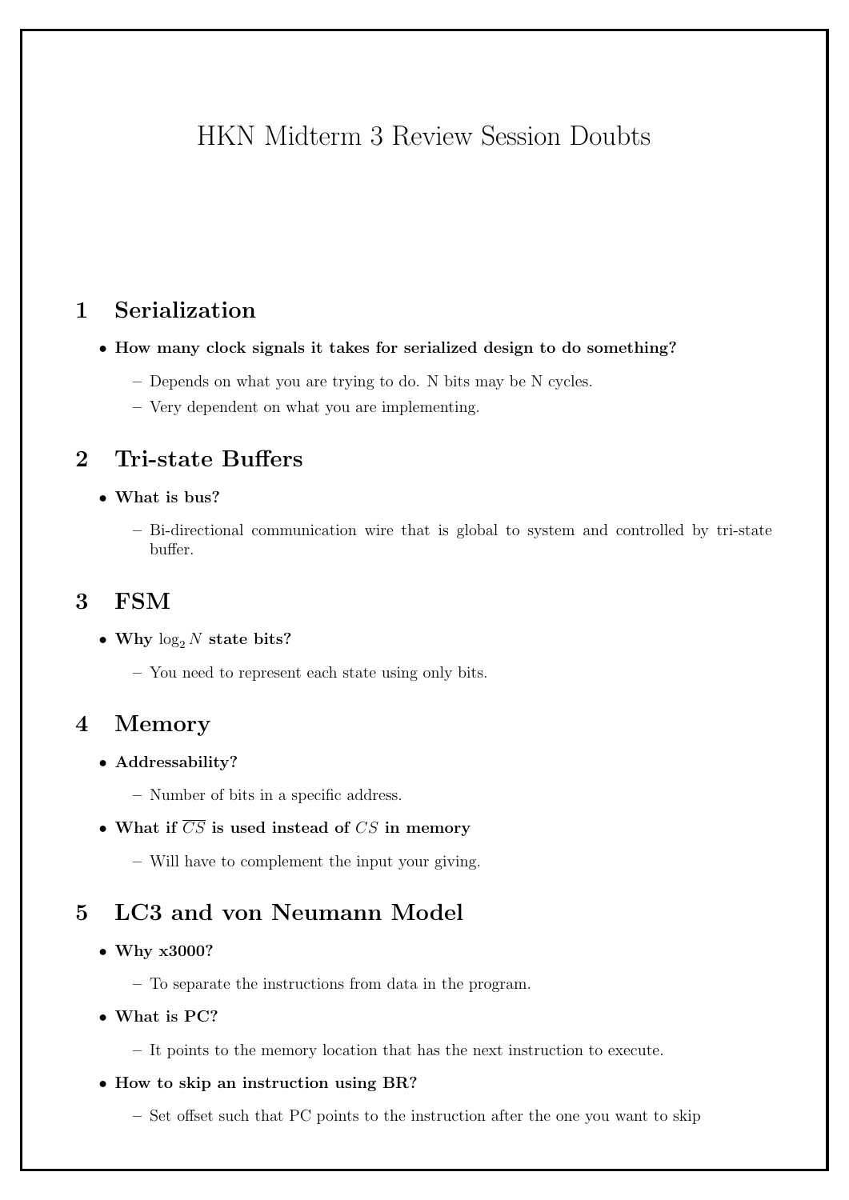# HKN Midterm 3 Review Session Doubts

## 1 Serialization

- **How many clock signals it takes for serialized design to do something?**
  - Depends on what you are trying to do. N bits may be N cycles.
  - Very dependent on what you are implementing.

## 2 Tri-state Buffers

- **What is bus?**
  - Bi-directional communication wire that is global to system and controlled by tri-state buffer.

## 3 FSM

- **Why $\log_2 N$ state bits?**
  - You need to represent each state using only bits.

## 4 Memory

- **Addressability?**
  - Number of bits in a specific address.
- **What if $\overline{CS}$ is used instead of $CS$ in memory**
  - Will have to complement the input your giving.

## 5 LC3 and von Neumann Model

- **Why x3000?**
  - To separate the instructions from data in the program.
- **What is PC?**
  - It points to the memory location that has the next instruction to execute.
- **How to skip an instruction using BR?**
  - Set offset such that PC points to the instruction after the one you want to skip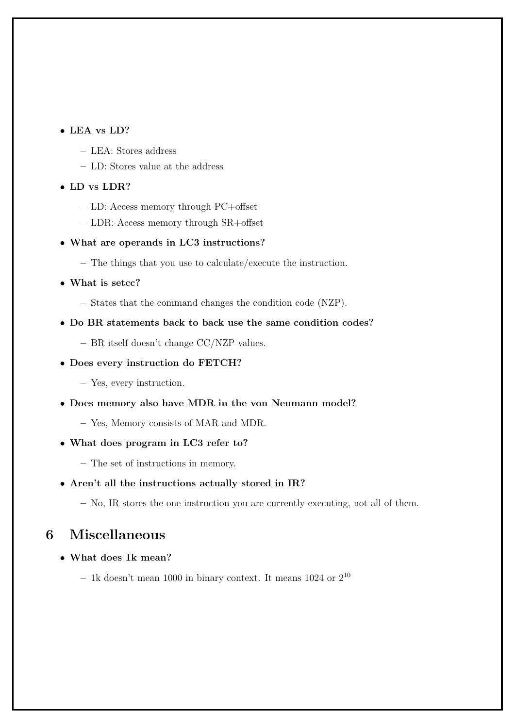- **LEA vs LD?**
  - LEA: Stores address
  - LD: Stores value at the address
- **LD vs LDR?**
  - LD: Access memory through PC+offset
  - LDR: Access memory through SR+offset
- **What are operands in LC3 instructions?**
  - The things that you use to calculate/execute the instruction.
- **What is setcc?**
  - States that the command changes the condition code (NZP).
- **Do BR statements back to back use the same condition codes?**
  - BR itself doesn't change CC/NZP values.
- **Does every instruction do FETCH?**
  - Yes, every instruction.
- **Does memory also have MDR in the von Neumann model?**
  - Yes, Memory consists of MAR and MDR.
- **What does program in LC3 refer to?**
  - The set of instructions in memory.
- **Aren't all the instructions actually stored in IR?**
  - No, IR stores the one instruction you are currently executing, not all of them.

## 6 Miscellaneous

- **What does 1k mean?**
  - 1k doesn't mean 1000 in binary context. It means 1024 or $2^{10}$